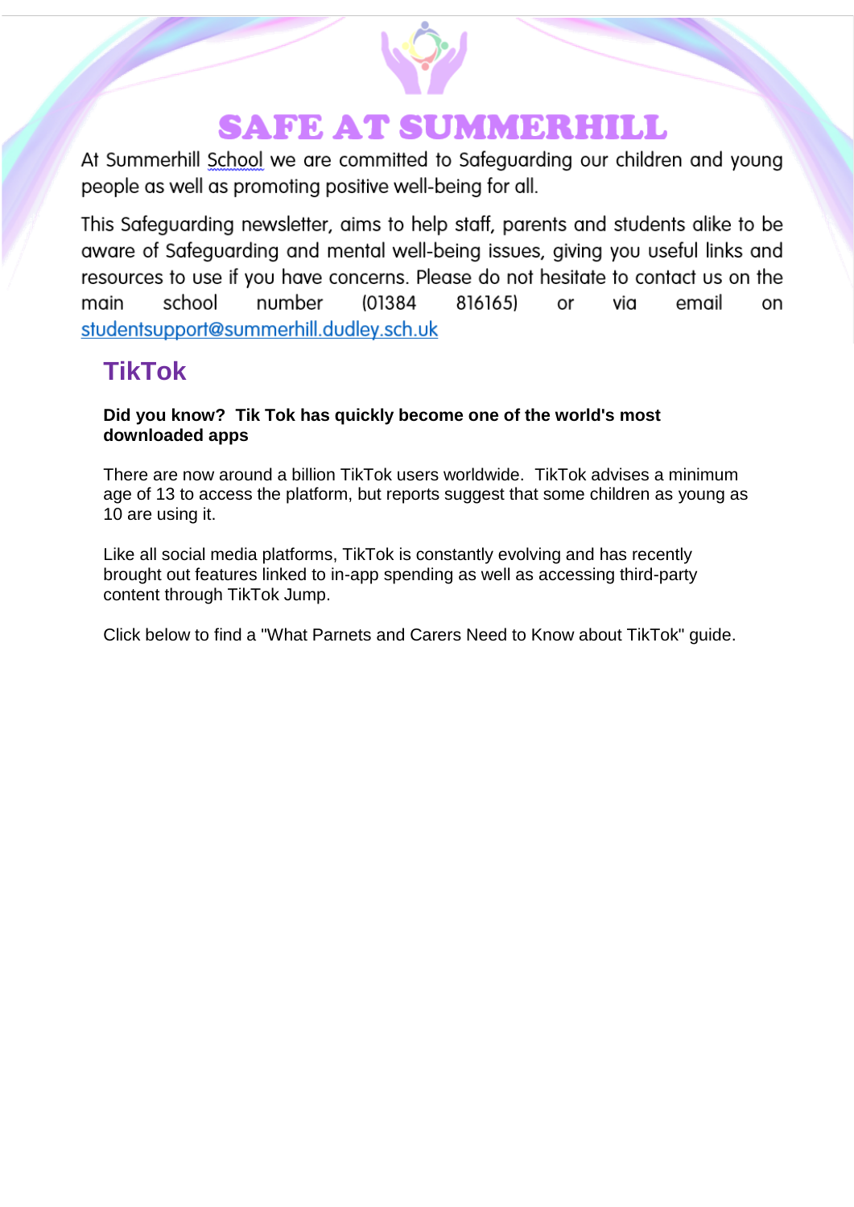# SAFE AT SUMMERHILL

At Summerhill School we are committed to Safeguarding our children and young people as well as promoting positive well-being for all.

This Safeguarding newsletter, aims to help staff, parents and students alike to be aware of Safeguarding and mental well-being issues, giving you useful links and resources to use if you have concerns. Please do not hesitate to contact us on the main school number (01384 816165) or via email on studentsupport@summerhill.dudley.sch.uk

## TikTok

**Did you know? Tik Tok has quickly become one of the world's most downloaded apps**

There are now around a billion TikTok users worldwide. TikTok advises a minimum age of 13 to access the platform, but reports suggest that some children as young as 10 are using it.

Like all social media platforms, TikTok is constantly evolving and has recently brought out features linked to in-app spending as well as accessing third-party content through TikTok Jump.

Click below to find a "What Parnets and Carers Need to Know about TikTok" guide.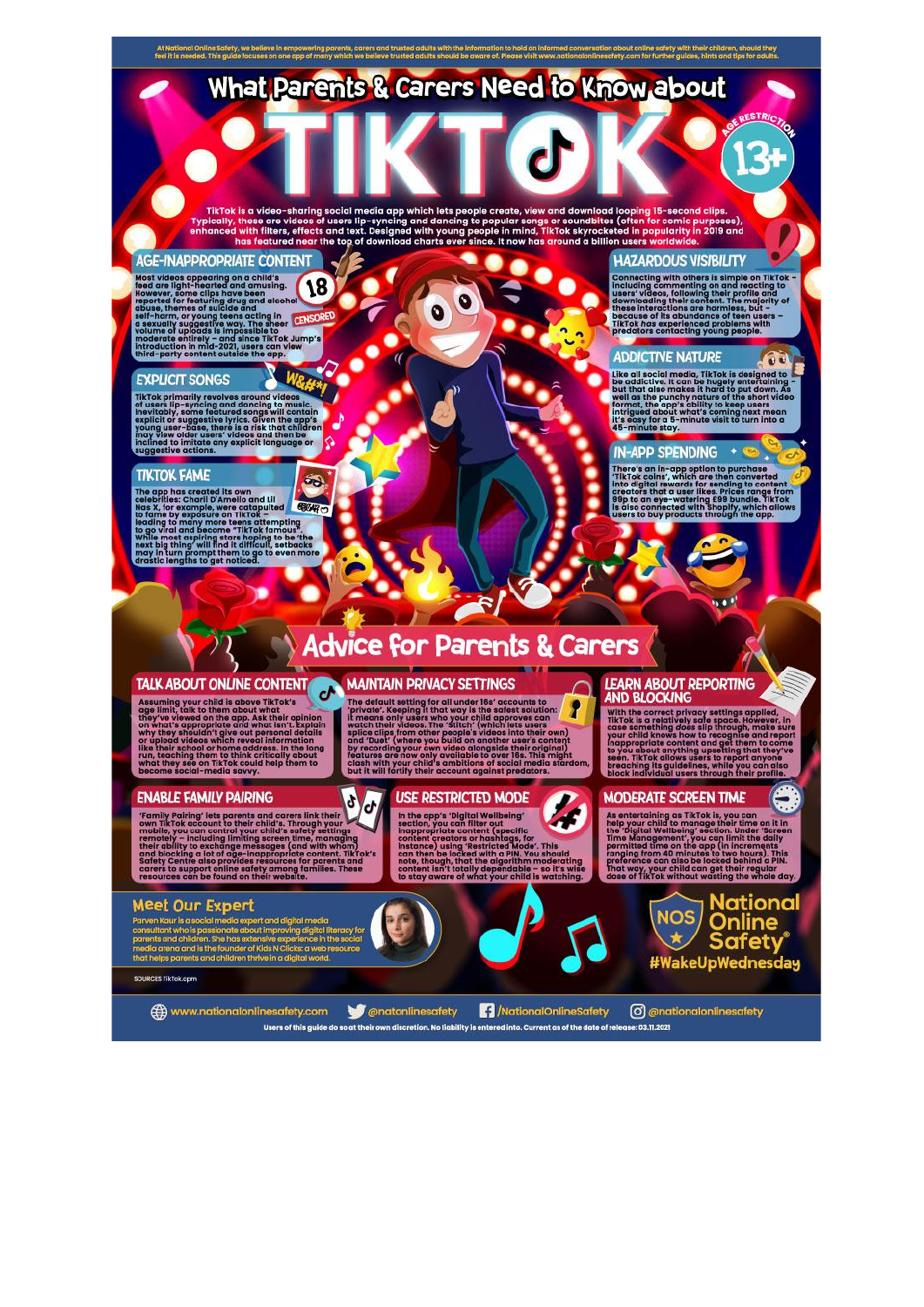At National Online Safety, we believe in empowering parents, carers and trusted adults with the information to hold an informed conversation about online safety with their children, should they feel it is needed. This guide focuses on one app of many which we believe trusted adults should be aware of. Please visit www.nationalonlinesafety.com for further guides, hints and tips for adults.

# What Parents & Carers Need to Know about TIKTOK

**AGE RESTRICTION 13+**

TikTok is a video-sharing social media app which lets people create, view and download looping 15-second clips. Typically, these are videos of users lip-syncing and dancing to popular songs or soundbites (often for comic purposes), enhanced with filters, effects and text. Designed with young people in mind, TikTok skyrocketed in popularity in 2019 and has featured near the top of download charts ever since. It now has around a billion users worldwide.

## AGE-INAPPROPRIATE CONTENT

Most videos appearing on a child's feed are light-hearted and amusing. However, some clips have been reported for featuring drug and alcohol abuse, themes of suicide and self-harm, or young teens acting in a sexually suggestive way. The sheer volume of uploads is impossible to moderate entirely – and since TikTok Jump's introduction in mid-2021, users can view third-party content outside the app.

## EXPLICIT SONGS

TikTok primarily revolves around videos of users lip-syncing and dancing to music. Inevitably, some featured songs will contain explicit or suggestive lyrics. Given the app's young user-base, there is a risk that children may view older users' videos and then be inclined to imitate any explicit language or suggestive actions.

## TIKTOK FAME

The app has created its own celebrities: Charli D'Amelio and Lil Nas X, for example, were catapulted to fame by exposure on TikTok – leading to many more teens attempting to go viral and become "TikTok famous". While most aspiring stars hoping to be 'the next big thing' will find it difficult, setbacks may in turn prompt them to go to even more drastic lengths to get noticed.

## HAZARDOUS VISIBILITY

Connecting with others is simple on TikTok – including commenting on and reacting to users' videos, following their profile and downloading their content. The majority of these interactions are harmless, but – because of its abundance of teen users – TikTok *has* experienced problems with predators contacting young people.

## ADDICTIVE NATURE

Like all social media, TikTok is designed to be addictive. It can be hugely entertaining – but that also makes it hard to put down. As well as the punchy nature of the short video format, the app's ability to keep users intrigued about what's coming next mean it's easy for a 5-minute visit to turn into a 45-minute stay.

## IN-APP SPENDING

There's an in-app option to purchase 'TikTok coins', which are then converted into digital rewards for sending to content creators that a user likes. Prices range from 99p to an eye-watering £99 bundle. TikTok is also connected with Shopify, which allows users to buy products through the app.

# Advice for Parents & Carers

## TALK ABOUT ONLINE CONTENT

Assuming your child is above TikTok's age limit, talk to them about what they've viewed on the app. Ask their opinion on what's appropriate and what isn't. Explain why they shouldn't give out personal details or upload videos which reveal information like their school or home address. In the long run, teaching them to think critically about what they see on TikTok could help them to become social-media savvy.

## MAINTAIN PRIVACY SETTINGS

The default setting for all under 16s' accounts is 'private'. Keeping it that way is the safest solution: it means only users who your child approves can watch their videos. The 'Stitch' (which lets users splice clips from other people's videos into their own) and 'Duet' (where you build on another user's content by recording your own video alongside their original) features are now only available to over 16s. This might clash with your child's ambitions of social media stardom, but it will fortify their account against predators.

## LEARN ABOUT REPORTING AND BLOCKING

With the correct privacy settings applied, TikTok is a relatively safe space. However, in case something *does* slip through, make sure your child knows how to recognise and report inappropriate content and get them to come to you about anything upsetting that they've seen. TikTok allows users to report anyone breaching its guidelines, while you can also block individual users through their profile.

## ENABLE FAMILY PAIRING

'Family Pairing' lets parents and carers link their own TikTok account to their child's. Through your mobile, you can control your child's safety settings remotely – including limiting screen time, managing their ability to exchange messages (and with whom) and blocking a lot of age-inappropriate content. TikTok's Safety Centre also provides resources for parents and carers to support online safety among families. These resources can be found on their website.

## USE RESTRICTED MODE

In the app's 'Digital Wellbeing' section, you can filter out inappropriate content (specific content creators or hashtags, for instance) using 'Restricted Mode'. This can then be locked with a PIN. You should note, though, that the algorithm moderating content isn't totally dependable – so it's wise to stay aware of what your child is watching.

## MODERATE SCREEN TIME

As entertaining as TikTok is, you can help your child to manage their time on it in the 'Digital Wellbeing' section. Under 'Screen Time Management', you can limit the daily permitted time on the app (in increments ranging from 40 minutes to two hours). This preference can also be locked behind a PIN. That way, your child can get their regular dose of TikTok without wasting the whole day.

## Meet Our Expert

Parven Kaur is a social media expert and digital media consultant who is passionate about improving digital literacy for parents and children. She has extensive experience in the social media arena and is the founder of Kids N Clicks: a web resource that helps parents and children thrive in a digital world.

National Online Safety® #WakeUpWednesday

SOURCES: TikTok.com

www.nationalonlinesafety.com | @natonlinesafety | /NationalOnlineSafety | @nationalonlinesafety

Users of this guide do so at their own discretion. No liability is entered into. Current as of the date of release: 03.11.2021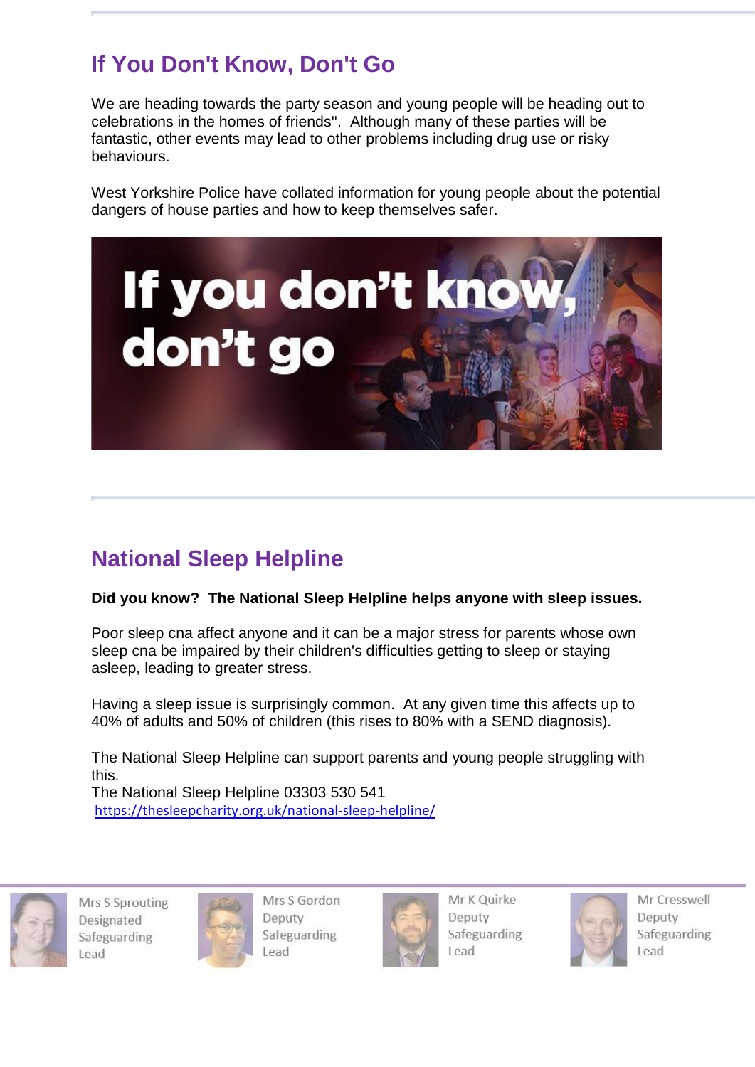## If You Don't Know, Don't Go

We are heading towards the party season and young people will be heading out to celebrations in the homes of friends". Although many of these parties will be fantastic, other events may lead to other problems including drug use or risky behaviours.

West Yorkshire Police have collated information for young people about the potential dangers of house parties and how to keep themselves safer.

If you don't know, don't go

## National Sleep Helpline

**Did you know? The National Sleep Helpline helps anyone with sleep issues.**

Poor sleep cna affect anyone and it can be a major stress for parents whose own sleep cna be impaired by their children's difficulties getting to sleep or staying asleep, leading to greater stress.

Having a sleep issue is surprisingly common. At any given time this affects up to 40% of adults and 50% of children (this rises to 80% with a SEND diagnosis).

The National Sleep Helpline can support parents and young people struggling with this.
The National Sleep Helpline 03303 530 541
https://thesleepcharity.org.uk/national-sleep-helpline/

Mrs S Sprouting Designated Safeguarding Lead

Mrs S Gordon Deputy Safeguarding Lead

Mr K Quirke Deputy Safeguarding Lead

Mr Cresswell Deputy Safeguarding Lead